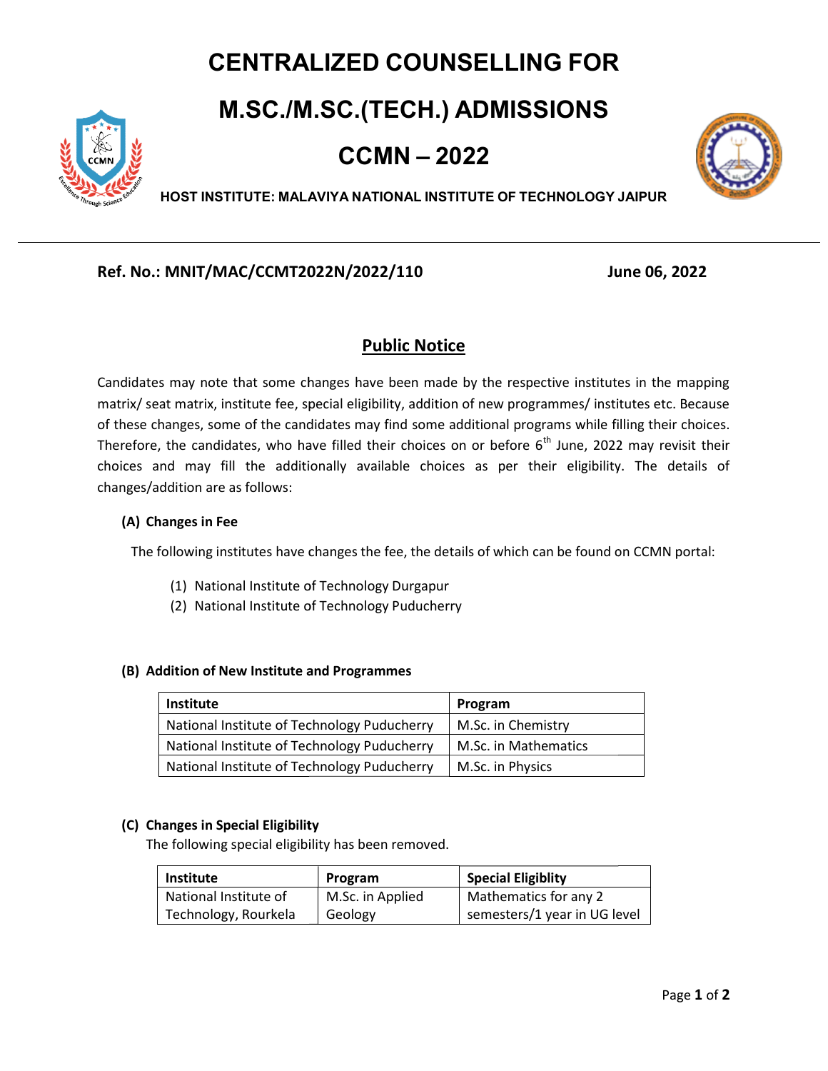# CENTRALIZED COUNSELLING FOR

# M.SC./M.SC.(TECH.) ADMISSIONS

# CCMN – 2022

**HOST INSTITUTE: MALAVIYA NATIONAL INSTITUTE OF TECHNOLOGY JAIPUR**

---

**Ref. No.: MNIT/MAC/CCMT2022N/2022/110** **June 06, 2022**

## Public Notice

Candidates may note that some changes have been made by the respective institutes in the mapping matrix/ seat matrix, institute fee, special eligibility, addition of new programmes/ institutes etc. Because of these changes, some of the candidates may find some additional programs while filling their choices. Therefore, the candidates, who have filled their choices on or before 6th June, 2022 may revisit their choices and may fill the additionally available choices as per their eligibility. The details of changes/addition are as follows:

### (A) Changes in Fee

The following institutes have changes the fee, the details of which can be found on CCMN portal:

(1) National Institute of Technology Durgapur
(2) National Institute of Technology Puducherry

### (B) Addition of New Institute and Programmes

| Institute | Program |
|---|---|
| National Institute of Technology Puducherry | M.Sc. in Chemistry |
| National Institute of Technology Puducherry | M.Sc. in Mathematics |
| National Institute of Technology Puducherry | M.Sc. in Physics |

### (C) Changes in Special Eligibility

The following special eligibility has been removed.

| Institute | Program | Special Eligiblity |
|---|---|---|
| National Institute of Technology, Rourkela | M.Sc. in Applied Geology | Mathematics for any 2 semesters/1 year in UG level |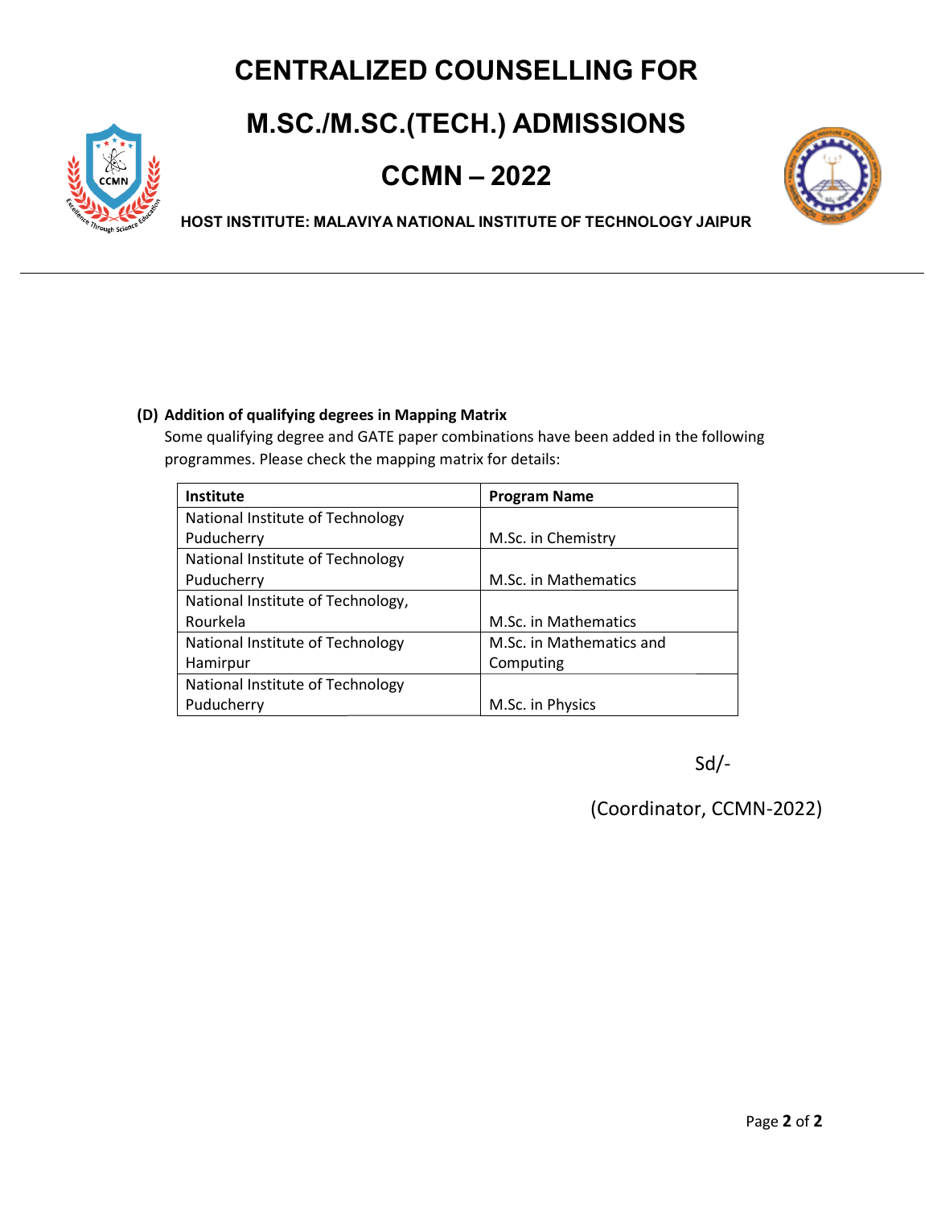# CENTRALIZED COUNSELLING FOR

# M.SC./M.SC.(TECH.) ADMISSIONS

# CCMN – 2022

**HOST INSTITUTE: MALAVIYA NATIONAL INSTITUTE OF TECHNOLOGY JAIPUR**

---

**(D) Addition of qualifying degrees in Mapping Matrix**

Some qualifying degree and GATE paper combinations have been added in the following programmes. Please check the mapping matrix for details:

| Institute | Program Name |
|---|---|
| National Institute of Technology Puducherry | M.Sc. in Chemistry |
| National Institute of Technology Puducherry | M.Sc. in Mathematics |
| National Institute of Technology, Rourkela | M.Sc. in Mathematics |
| National Institute of Technology Hamirpur | M.Sc. in Mathematics and Computing |
| National Institute of Technology Puducherry | M.Sc. in Physics |

Sd/-

(Coordinator, CCMN-2022)